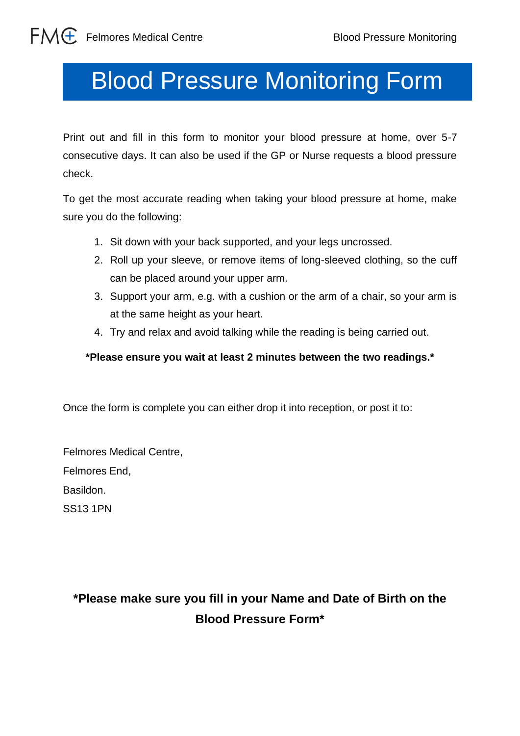# Blood Pressure Monitoring Form

Print out and fill in this form to monitor your blood pressure at home, over 5-7 consecutive days. It can also be used if the GP or Nurse requests a blood pressure check.

To get the most accurate reading when taking your blood pressure at home, make sure you do the following:

1. Sit down with your back supported, and your legs uncrossed.
2. Roll up your sleeve, or remove items of long-sleeved clothing, so the cuff can be placed around your upper arm.
3. Support your arm, e.g. with a cushion or the arm of a chair, so your arm is at the same height as your heart.
4. Try and relax and avoid talking while the reading is being carried out.

**\*Please ensure you wait at least 2 minutes between the two readings.\***

Once the form is complete you can either drop it into reception, or post it to:

Felmores Medical Centre,
Felmores End,
Basildon.
SS13 1PN

**\*Please make sure you fill in your Name and Date of Birth on the Blood Pressure Form\***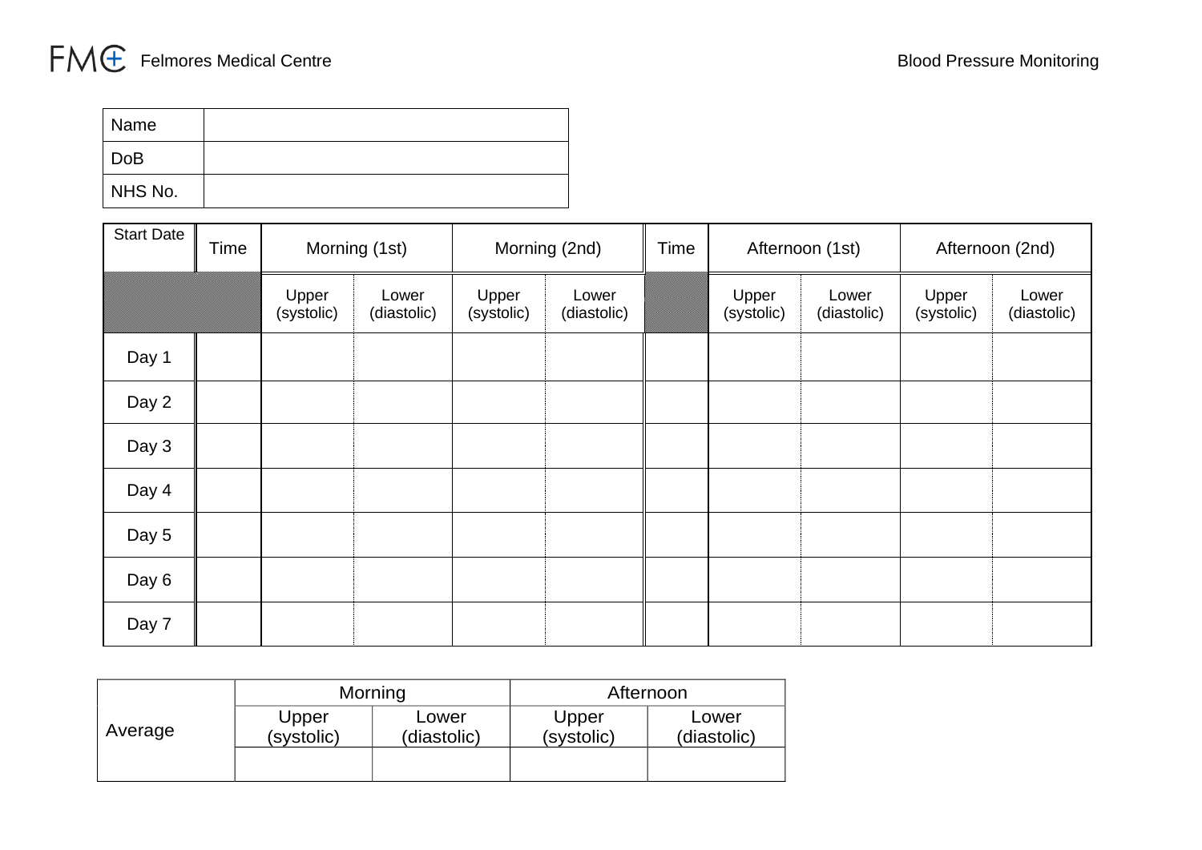Felmores Medical Centre

Blood Pressure Monitoring

| | |
|---|---|
| Name | |
| DoB | |
| NHS No. | |

| Start Date | Time | Morning (1st) | | Morning (2nd) | | Time | Afternoon (1st) | | Afternoon (2nd) | |
|---|---|---|---|---|---|---|---|---|---|---|
| | | Upper (systolic) | Lower (diastolic) | Upper (systolic) | Lower (diastolic) | | Upper (systolic) | Lower (diastolic) | Upper (systolic) | Lower (diastolic) |
| Day 1 | | | | | | | | | | |
| Day 2 | | | | | | | | | | |
| Day 3 | | | | | | | | | | |
| Day 4 | | | | | | | | | | |
| Day 5 | | | | | | | | | | |
| Day 6 | | | | | | | | | | |
| Day 7 | | | | | | | | | | |

| | Morning | | Afternoon | |
|---|---|---|---|---|
| | Upper (systolic) | Lower (diastolic) | Upper (systolic) | Lower (diastolic) |
| Average | | | | |